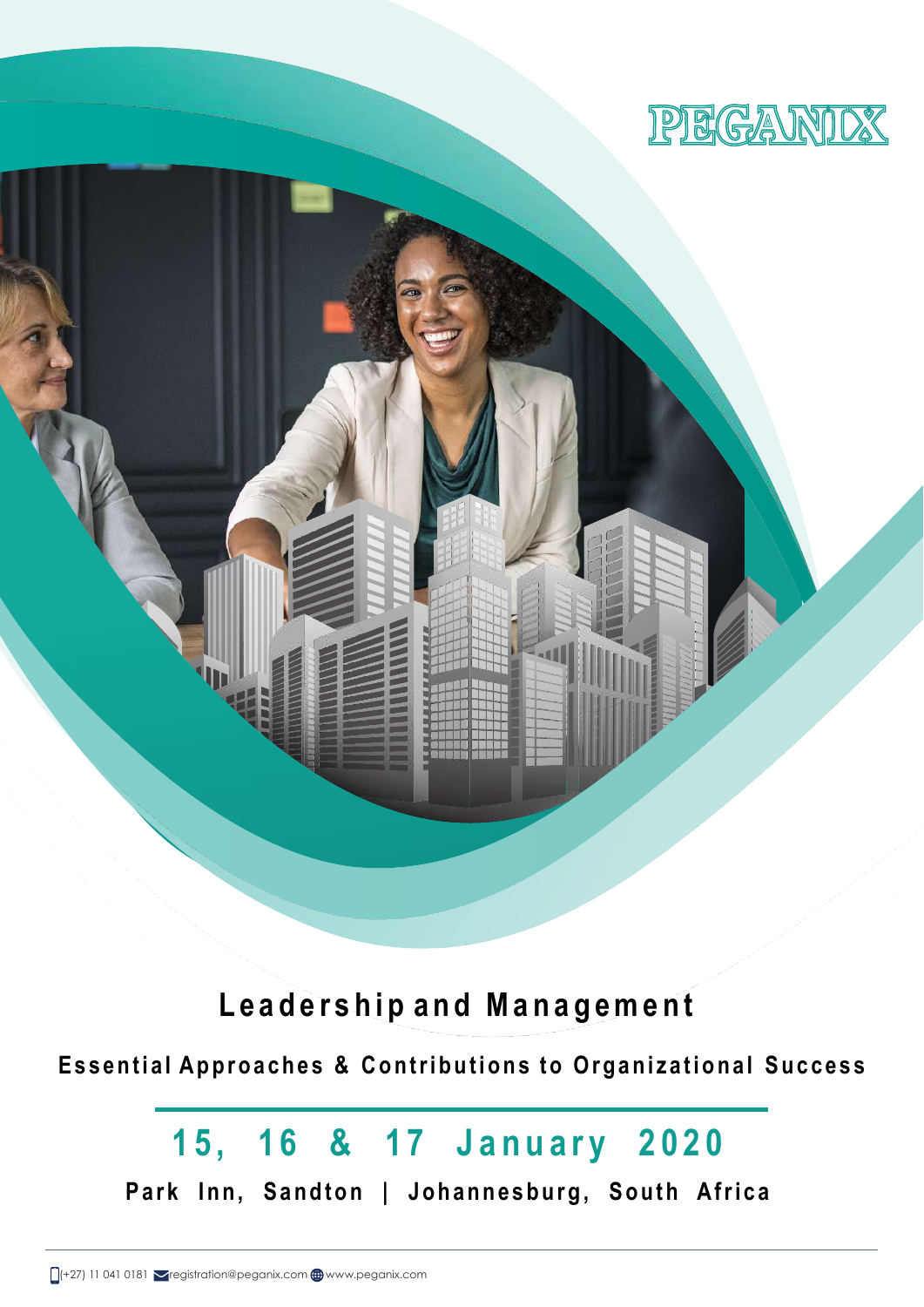PEGANIX

# Leadership and Management

## Essential Approaches & Contributions to Organizational Success

### 15, 16 & 17 January 2020

**Park Inn, Sandton | Johannesburg, South Africa**

(+27) 11 041 0181 registration@peganix.com www.peganix.com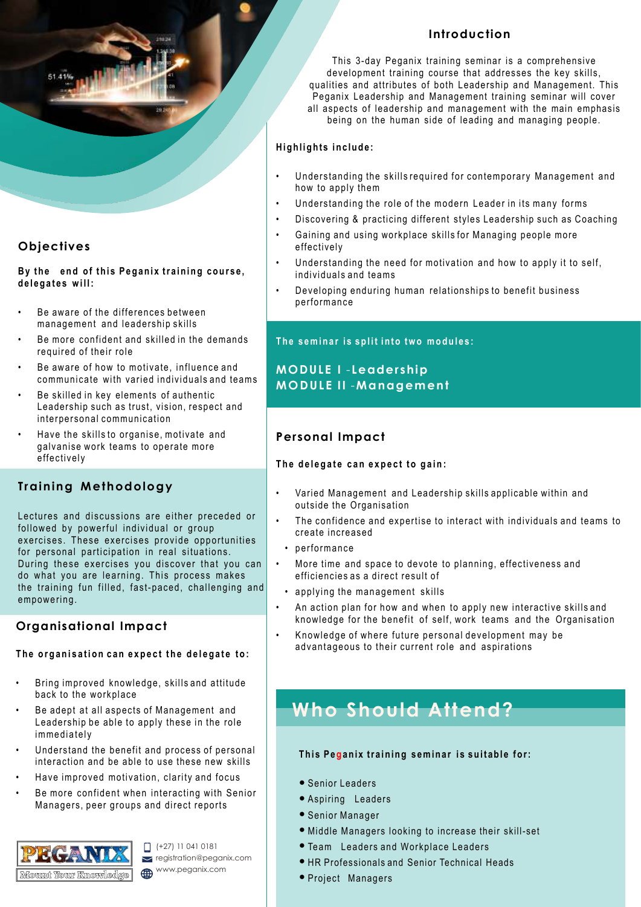## Introduction

This 3-day Peganix training seminar is a comprehensive development training course that addresses the key skills, qualities and attributes of both Leadership and Management. This Peganix Leadership and Management training seminar will cover all aspects of leadership and management with the main emphasis being on the human side of leading and managing people.

**Highlights include:**

- Understanding the skills required for contemporary Management and how to apply them
- Understanding the role of the modern Leader in its many forms
- Discovering & practicing different styles Leadership such as Coaching
- Gaining and using workplace skills for Managing people more effectively
- Understanding the need for motivation and how to apply it to self, individuals and teams
- Developing enduring human relationships to benefit business performance

**The seminar is split into two modules:**

**MODULE I -Leadership**
**MODULE II -Management**

## Objectives

**By the end of this Peganix training course, delegates will:**

- Be aware of the differences between management and leadership skills
- Be more confident and skilled in the demands required of their role
- Be aware of how to motivate, influence and communicate with varied individuals and teams
- Be skilled in key elements of authentic Leadership such as trust, vision, respect and interpersonal communication
- Have the skills to organise, motivate and galvanise work teams to operate more effectively

## Training Methodology

Lectures and discussions are either preceded or followed by powerful individual or group exercises. These exercises provide opportunities for personal participation in real situations. During these exercises you discover that you can do what you are learning. This process makes the training fun filled, fast-paced, challenging and empowering.

## Personal Impact

**The delegate can expect to gain:**

- Varied Management and Leadership skills applicable within and outside the Organisation
- The confidence and expertise to interact with individuals and teams to create increased
- performance
- More time and space to devote to planning, effectiveness and efficiencies as a direct result of
- applying the management skills
- An action plan for how and when to apply new interactive skills and knowledge for the benefit of self, work teams and the Organisation
- Knowledge of where future personal development may be advantageous to their current role and aspirations

## Organisational Impact

**The organisation can expect the delegate to:**

- Bring improved knowledge, skills and attitude back to the workplace
- Be adept at all aspects of Management and Leadership be able to apply these in the role immediately
- Understand the benefit and process of personal interaction and be able to use these new skills
- Have improved motivation, clarity and focus
- Be more confident when interacting with Senior Managers, peer groups and direct reports

## Who Should Attend?

**This Peganix training seminar is suitable for:**

- Senior Leaders
- Aspiring Leaders
- Senior Manager
- Middle Managers looking to increase their skill-set
- Team Leaders and Workplace Leaders
- HR Professionals and Senior Technical Heads
- Project Managers

PEGANIX
Mount Your Knowledge

(+27) 11 041 0181
registration@peganix.com
www.peganix.com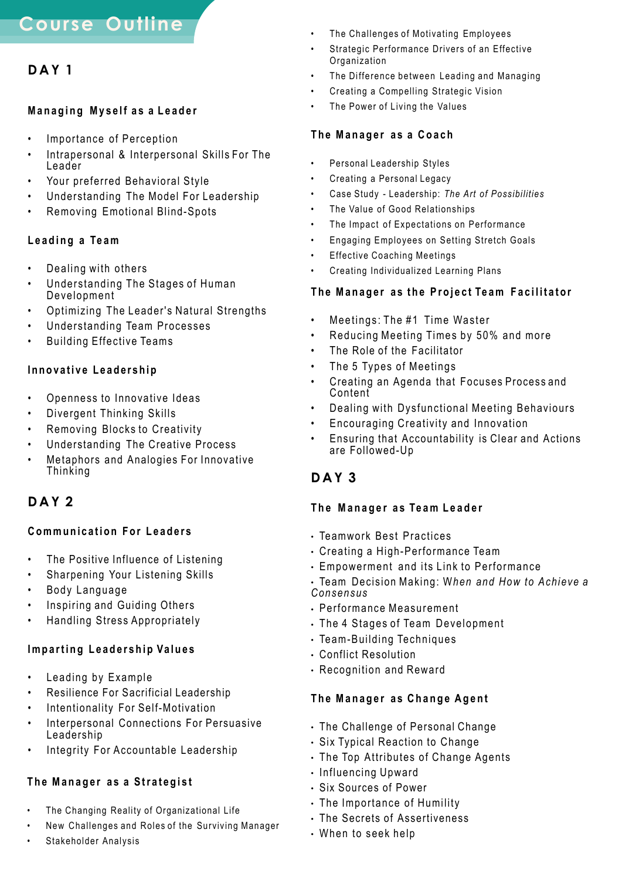# Course Outline

## DAY 1

### Managing Myself as a Leader

- Importance of Perception
- Intrapersonal & Interpersonal Skills For The Leader
- Your preferred Behavioral Style
- Understanding The Model For Leadership
- Removing Emotional Blind-Spots

### Leading a Team

- Dealing with others
- Understanding The Stages of Human Development
- Optimizing The Leader's Natural Strengths
- Understanding Team Processes
- Building Effective Teams

### Innovative Leadership

- Openness to Innovative Ideas
- Divergent Thinking Skills
- Removing Blocks to Creativity
- Understanding The Creative Process
- Metaphors and Analogies For Innovative Thinking

## DAY 2

### Communication For Leaders

- The Positive Influence of Listening
- Sharpening Your Listening Skills
- Body Language
- Inspiring and Guiding Others
- Handling Stress Appropriately

### Imparting Leadership Values

- Leading by Example
- Resilience For Sacrificial Leadership
- Intentionality For Self-Motivation
- Interpersonal Connections For Persuasive Leadership
- Integrity For Accountable Leadership

### The Manager as a Strategist

- The Changing Reality of Organizational Life
- New Challenges and Roles of the Surviving Manager
- Stakeholder Analysis
- The Challenges of Motivating Employees
- Strategic Performance Drivers of an Effective Organization
- The Difference between Leading and Managing
- Creating a Compelling Strategic Vision
- The Power of Living the Values

### The Manager as a Coach

- Personal Leadership Styles
- Creating a Personal Legacy
- Case Study - Leadership: *The Art of Possibilities*
- The Value of Good Relationships
- The Impact of Expectations on Performance
- Engaging Employees on Setting Stretch Goals
- Effective Coaching Meetings
- Creating Individualized Learning Plans

### The Manager as the Project Team Facilitator

- Meetings: The #1 Time Waster
- Reducing Meeting Times by 50% and more
- The Role of the Facilitator
- The 5 Types of Meetings
- Creating an Agenda that Focuses Process and Content
- Dealing with Dysfunctional Meeting Behaviours
- Encouraging Creativity and Innovation
- Ensuring that Accountability is Clear and Actions are Followed-Up

## DAY 3

### The Manager as Team Leader

- Teamwork Best Practices
- Creating a High-Performance Team
- Empowerment and its Link to Performance
- Team Decision Making: *When and How to Achieve a Consensus*
- Performance Measurement
- The 4 Stages of Team Development
- Team-Building Techniques
- Conflict Resolution
- Recognition and Reward

### The Manager as Change Agent

- The Challenge of Personal Change
- Six Typical Reaction to Change
- The Top Attributes of Change Agents
- Influencing Upward
- Six Sources of Power
- The Importance of Humility
- The Secrets of Assertiveness
- When to seek help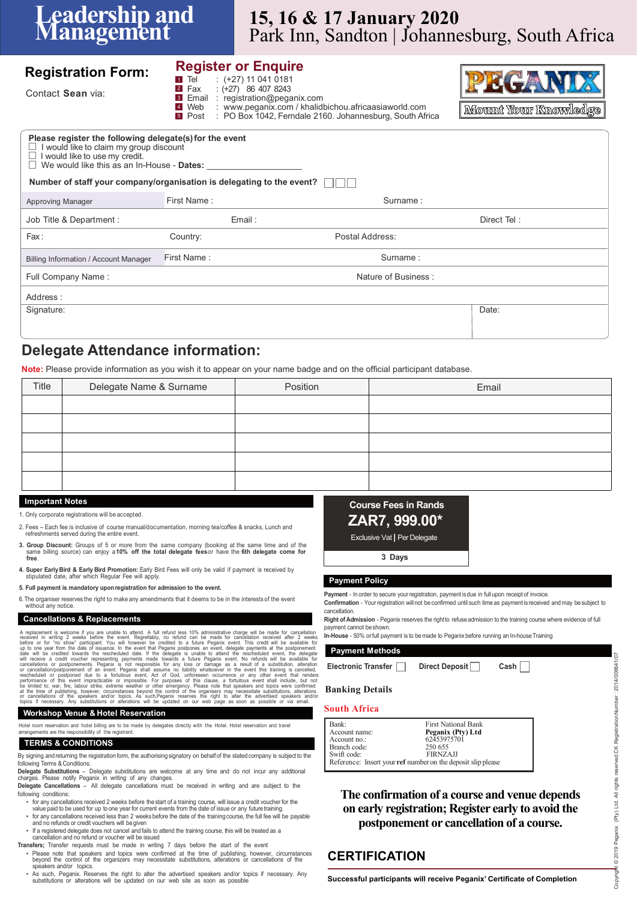# Leadership and Management

## 15, 16 & 17 January 2020
Park Inn, Sandton | Johannesburg, South Africa

## Registration Form:

Contact **Sean** via:

### Register or Enquire

1. Tel : (+27) 11 041 0181
2. Fax : (+27) 86 407 8243
3. Email : registration@peganix.com
4. Web : www.peganix.com / khalidbichou.africaasiaworld.com
5. Post : PO Box 1042, Ferndale 2160. Johannesburg, South Africa

PEGANIX
Mount Your Knowledge

**Please register the following delegate(s) for the event**

- ☐ I would like to claim my group discount
- ☐ I would like to use my credit.
- ☐ We would like this as an In-House - **Dates:** ____________

**Number of staff your company/organisation is delegating to the event?** ☐☐☐

| | | | |
|---|---|---|---|
| Approving Manager | First Name : | Surname : | |
| Job Title & Department : | Email : | | Direct Tel : |
| Fax : | Country: | Postal Address: | |
| Billing Information / Account Manager | First Name : | Surname : | |
| Full Company Name : | | Nature of Business : | |
| Address : | | | |
| Signature: | | | Date: |

## Delegate Attendance information:

**Note:** Please provide information as you wish it to appear on your name badge and on the official participant database.

| Title | Delegate Name & Surname | Position | Email |
|---|---|---|---|
| | | | |
| | | | |
| | | | |
| | | | |
| | | | |

### Important Notes

1. Only corporate registrations will be accepted.
2. Fees – Each fee is inclusive of course manual/documentation, morning tea/coffee & snacks, Lunch and refreshments served during the entire event.
3. **Group Discount:** Groups of 5 or more from the same company (booking at the same time and of the same billing source) can enjoy a **10% off the total delegate fees** or have the **6th delegate come for free**.
4. **Super Early Bird & Early Bird Promotion:** Early Bird Fees will only be valid if payment is received by stipulated date, after which Regular Fee will apply.
5. **Full payment is mandatory upon registration for admission to the event.**
6. The organiser reserves the right to make any amendments that it deems to be in the interests of the event without any notice.

### Cancellations & Replacements

A replacement is welcome if you are unable to attend. A full refund less 10% administrative charge will be made for cancellation received in writing 2 weeks before the event. Regrettably, no refund can be made for cancellation received after 2 weeks before or for "no show" participant. You will however be credited to a future Peganix event. This credit will be available for up to one year from the date of issuance. In the event that Peganix postpones an event, delegate payments at the postponement date will be credited towards the rescheduled date. If the delegate is unable to attend the rescheduled event, the delegate will receive a credit voucher representing payments made towards a future Peganix event. No refunds will be available for cancellations or postponements. Peganix is not responsible for any loss or damage as a result of a substitution, alteration or cancellation/postponement of an event. Peganix shall assume no liability whatsoever in the event this training is cancelled, rescheduled or postponed due to a fortuitous event, Act of God, unforeseen occurrence or any other event that renders performance of this event impracticable or impossible. For purposes of this clause, a fortuitous event shall include, but not be limited to: war, fire, labour strike, extreme weather or other emergency. Please note that speakers and topics were confirmed at the time of publishing, however, circumstances beyond the control of the organisers may necessitate substitutions, alterations or cancellations of the speakers and/or topics. As such, Peganix reserves the right to alter the advertised speakers and/or topics if necessary. Any substitutions or alterations will be updated on our web page as soon as possible or via email.

### Workshop Venue & Hotel Reservation

Hotel room reservation and hotel billing are to be made by delegates directly with the Hotel. Hotel reservation and travel arrangements are the responsibility of the registrant.

### TERMS & CONDITIONS

By signing and returning the registration form, the authorising signatory on behalf of the stated company is subject to the following Terms & Conditions:

**Delegate Substitutions** – Delegate substitutions are welcome at any time and do not incur any additional charges. Please notify Peganix in writing of any changes.

**Delegate Cancellations** – All delegate cancellations must be received in writing and are subject to the following conditions:

- for any cancellations received 2 weeks before the start of a training course, will issue a credit voucher for the value paid to be used for up to one year for current events from the date of issue or any future training.
- for any cancellations received less than 2 weeks before the date of the training course, the full fee will be payable and no refunds or credit vouchers will be given
- If a registered delegate does not cancel and fails to attend the training course, this will be treated as a cancellation and no refund or voucher will be issued

**Transfers;** Transfer requests must be made in writing 7 days before the start of the event

- Please note that speakers and topics were confirmed at the time of publishing, however, circumstances beyond the control of the organizers may necessitate substitutions, alterations or cancellations of the speakers and/or topics.
- As such, Peganix. Reserves the right to alter the advertised speakers and/or topics if necessary. Any substitutions or alterations will be updated on our web site as soon as possible

### Course Fees in Rands

**ZAR7, 999.00***

Exclusive Vat | Per Delegate

**3 Days**

### Payment Policy

**Payment** - In order to secure your registration, payment is due in full upon receipt of invoice.

**Confirmation** - Your registration will not be confirmed until such time as payment is received and may be subject to cancellation.

**Right of Admission** - Peganix reserves the right to refuse admission to the training course where evidence of full payment cannot be shown.

**In-House** - 50% of full payment is to be made to Peganix before running an In-House Training

### Payment Methods

Electronic Transfer ☐ Direct Deposit ☐ Cash ☐

### Banking Details

**South Africa**

| | |
|---|---|
| Bank: | First National Bank |
| Account name: | **Peganix (Pty) Ltd** |
| Account no.: | 62453975701 |
| Branch code: | 250 655 |
| Swift code: | FIRNZAJJ |

Reference: Insert your **ref** number on the deposit slip please

**The confirmation of a course and venue depends on early registration; Register early to avoid the postponement or cancellation of a course.**

## CERTIFICATION

**Successful participants will receive Peganix' Certificate of Completion**

Copyright © 2019 Peganix (Pty) Ltd. All rights reserved.CK Registration Number : 2014/006541/07